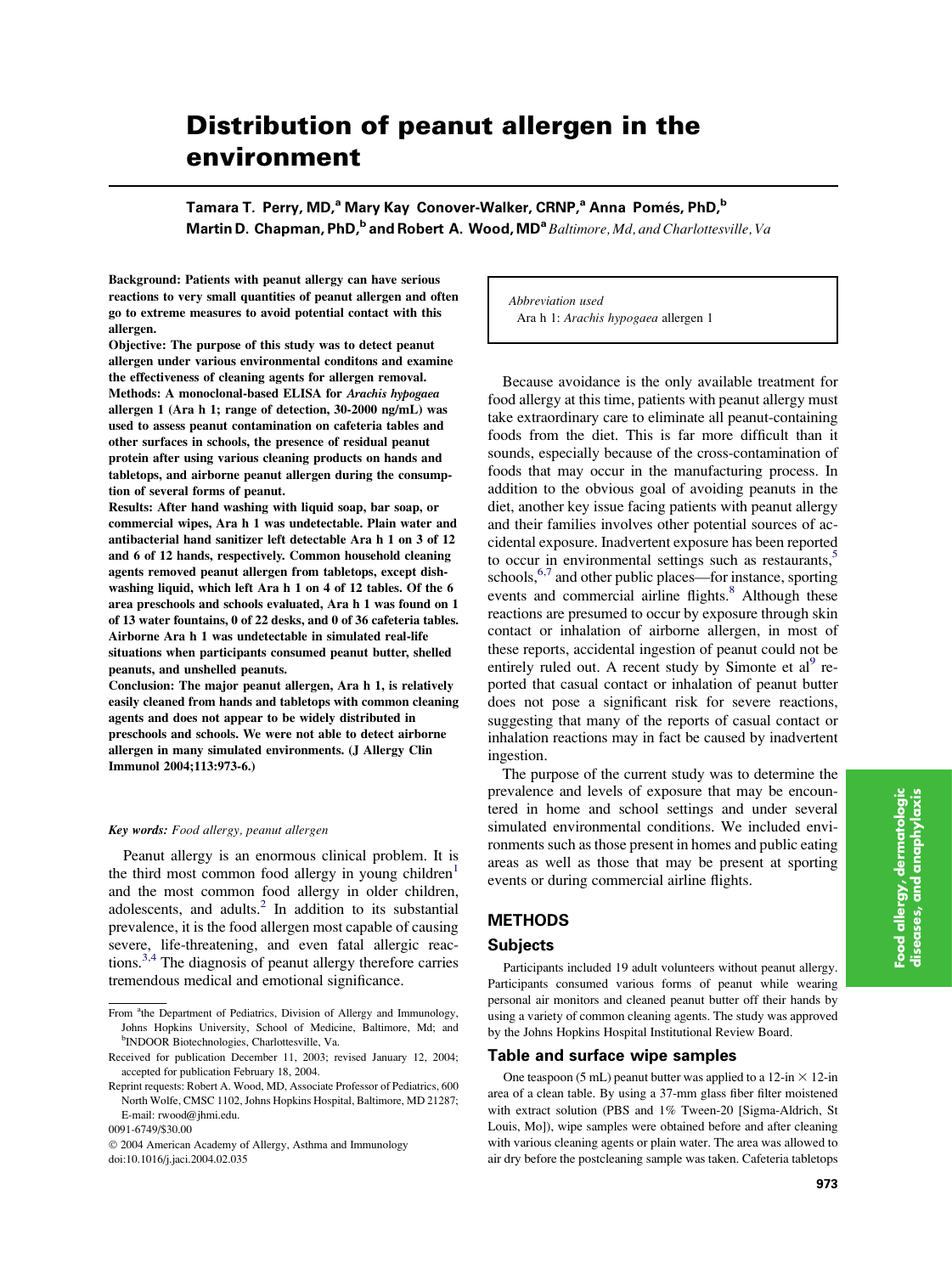# Distribution of peanut allergen in the environment

**Tamara T. Perry, MD,[a] Mary Kay Conover-Walker, CRNP,[a] Anna Pomés, PhD,[b] Martin D. Chapman, PhD,[b] and Robert A. Wood, MD[a]** *Baltimore, Md, and Charlottesville, Va*

**Background: Patients with peanut allergy can have serious reactions to very small quantities of peanut allergen and often go to extreme measures to avoid potential contact with this allergen.**

**Objective: The purpose of this study was to detect peanut allergen under various environmental conditons and examine the effectiveness of cleaning agents for allergen removal.**

**Methods: A monoclonal-based ELISA for *Arachis hypogaea* allergen 1 (Ara h 1; range of detection, 30-2000 ng/mL) was used to assess peanut contamination on cafeteria tables and other surfaces in schools, the presence of residual peanut protein after using various cleaning products on hands and tabletops, and airborne peanut allergen during the consumption of several forms of peanut.**

**Results: After hand washing with liquid soap, bar soap, or commercial wipes, Ara h 1 was undetectable. Plain water and antibacterial hand sanitizer left detectable Ara h 1 on 3 of 12 and 6 of 12 hands, respectively. Common household cleaning agents removed peanut allergen from tabletops, except dishwashing liquid, which left Ara h 1 on 4 of 12 tables. Of the 6 area preschools and schools evaluated, Ara h 1 was found on 1 of 13 water fountains, 0 of 22 desks, and 0 of 36 cafeteria tables. Airborne Ara h 1 was undetectable in simulated real-life situations when participants consumed peanut butter, shelled peanuts, and unshelled peanuts.**

**Conclusion: The major peanut allergen, Ara h 1, is relatively easily cleaned from hands and tabletops with common cleaning agents and does not appear to be widely distributed in preschools and schools. We were not able to detect airborne allergen in many simulated environments. (J Allergy Clin Immunol 2004;113:973-6.)**

***Key words:** Food allergy, peanut allergen*

*Abbreviation used*
Ara h 1: *Arachis hypogaea* allergen 1

Peanut allergy is an enormous clinical problem. It is the third most common food allergy in young children[1] and the most common food allergy in older children, adolescents, and adults.[2] In addition to its substantial prevalence, it is the food allergen most capable of causing severe, life-threatening, and even fatal allergic reactions.[3,4] The diagnosis of peanut allergy therefore carries tremendous medical and emotional significance.

Because avoidance is the only available treatment for food allergy at this time, patients with peanut allergy must take extraordinary care to eliminate all peanut-containing foods from the diet. This is far more difficult than it sounds, especially because of the cross-contamination of foods that may occur in the manufacturing process. In addition to the obvious goal of avoiding peanuts in the diet, another key issue facing patients with peanut allergy and their families involves other potential sources of accidental exposure. Inadvertent exposure has been reported to occur in environmental settings such as restaurants,[5] schools,[6,7] and other public places—for instance, sporting events and commercial airline flights.[8] Although these reactions are presumed to occur by exposure through skin contact or inhalation of airborne allergen, in most of these reports, accidental ingestion of peanut could not be entirely ruled out. A recent study by Simonte et al[9] reported that casual contact or inhalation of peanut butter does not pose a significant risk for severe reactions, suggesting that many of the reports of casual contact or inhalation reactions may in fact be caused by inadvertent ingestion.

The purpose of the current study was to determine the prevalence and levels of exposure that may be encountered in home and school settings and under several simulated environmental conditions. We included environments such as those present in homes and public eating areas as well as those that may be present at sporting events or during commercial airline flights.

## METHODS

### Subjects

Participants included 19 adult volunteers without peanut allergy. Participants consumed various forms of peanut while wearing personal air monitors and cleaned peanut butter off their hands by using a variety of common cleaning agents. The study was approved by the Johns Hopkins Hospital Institutional Review Board.

### Table and surface wipe samples

One teaspoon (5 mL) peanut butter was applied to a 12-in × 12-in area of a clean table. By using a 37-mm glass fiber filter moistened with extract solution (PBS and 1% Tween-20 [Sigma-Aldrich, St Louis, Mo]), wipe samples were obtained before and after cleaning with various cleaning agents or plain water. The area was allowed to air dry before the postcleaning sample was taken. Cafeteria tabletops

From [a]the Department of Pediatrics, Division of Allergy and Immunology, Johns Hopkins University, School of Medicine, Baltimore, Md; and [b]INDOOR Biotechnologies, Charlottesville, Va.

Received for publication December 11, 2003; revised January 12, 2004; accepted for publication February 18, 2004.

Reprint requests: Robert A. Wood, MD, Associate Professor of Pediatrics, 600 North Wolfe, CMSC 1102, Johns Hopkins Hospital, Baltimore, MD 21287; E-mail: rwood@jhmi.edu.

0091-6749/$30.00

© 2004 American Academy of Allergy, Asthma and Immunology

doi:10.1016/j.jaci.2004.02.035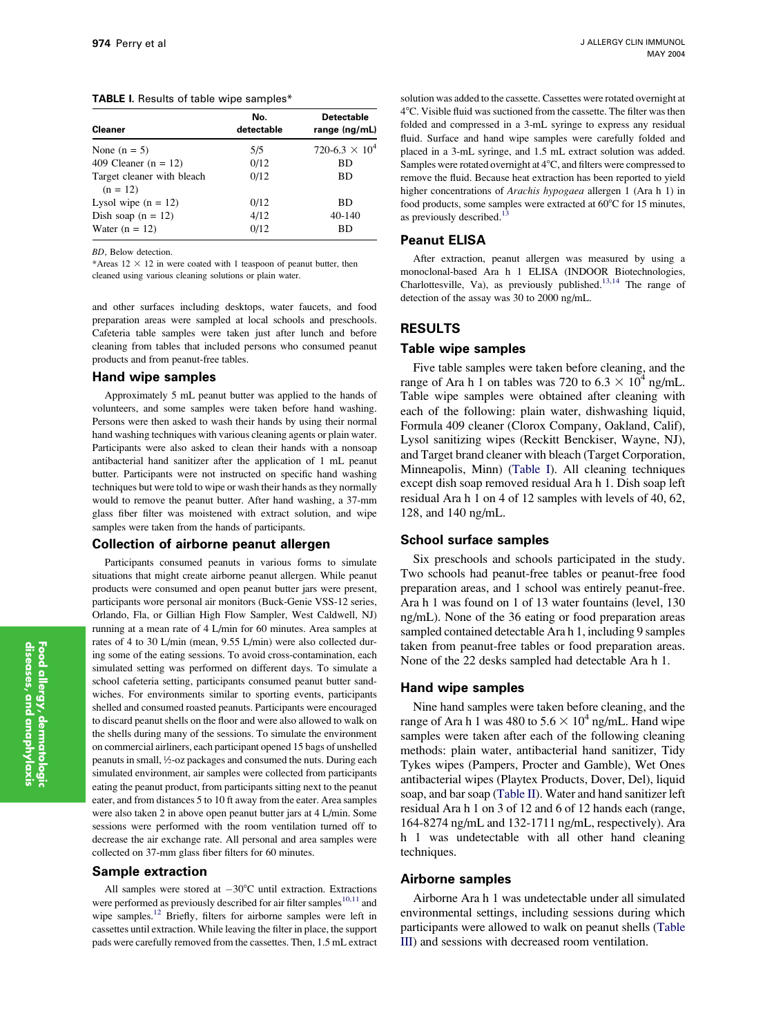**TABLE I.** Results of table wipe samples*

| Cleaner | No. detectable | Detectable range (ng/mL) |
|---|---|---|
| None (n = 5) | 5/5 | 720-6.3 × $10^4$ |
| 409 Cleaner (n = 12) | 0/12 | BD |
| Target cleaner with bleach (n = 12) | 0/12 | BD |
| Lysol wipe (n = 12) | 0/12 | BD |
| Dish soap (n = 12) | 4/12 | 40-140 |
| Water (n = 12) | 0/12 | BD |

*BD*, Below detection.

*Areas 12 × 12 in were coated with 1 teaspoon of peanut butter, then cleaned using various cleaning solutions or plain water.

and other surfaces including desktops, water faucets, and food preparation areas were sampled at local schools and preschools. Cafeteria table samples were taken just after lunch and before cleaning from tables that included persons who consumed peanut products and from peanut-free tables.

## Hand wipe samples

Approximately 5 mL peanut butter was applied to the hands of volunteers, and some samples were taken before hand washing. Persons were then asked to wash their hands by using their normal hand washing techniques with various cleaning agents or plain water. Participants were also asked to clean their hands with a nonsoap antibacterial hand sanitizer after the application of 1 mL peanut butter. Participants were not instructed on specific hand washing techniques but were told to wipe or wash their hands as they normally would to remove the peanut butter. After hand washing, a 37-mm glass fiber filter was moistened with extract solution, and wipe samples were taken from the hands of participants.

## Collection of airborne peanut allergen

Participants consumed peanuts in various forms to simulate situations that might create airborne peanut allergen. While peanut products were consumed and open peanut butter jars were present, participants wore personal air monitors (Buck-Genie VSS-12 series, Orlando, Fla, or Gillian High Flow Sampler, West Caldwell, NJ) running at a mean rate of 4 L/min for 60 minutes. Area samples at rates of 4 to 30 L/min (mean, 9.55 L/min) were also collected during some of the eating sessions. To avoid cross-contamination, each simulated setting was performed on different days. To simulate a school cafeteria setting, participants consumed peanut butter sandwiches. For environments similar to sporting events, participants shelled and consumed roasted peanuts. Participants were encouraged to discard peanut shells on the floor and were also allowed to walk on the shells during many of the sessions. To simulate the environment on commercial airliners, each participant opened 15 bags of unshelled peanuts in small, ½-oz packages and consumed the nuts. During each simulated environment, air samples were collected from participants eating the peanut product, from participants sitting next to the peanut eater, and from distances 5 to 10 ft away from the eater. Area samples were also taken 2 in above open peanut butter jars at 4 L/min. Some sessions were performed with the room ventilation turned off to decrease the air exchange rate. All personal and area samples were collected on 37-mm glass fiber filters for 60 minutes.

## Sample extraction

All samples were stored at −30°C until extraction. Extractions were performed as previously described for air filter samples[10,11] and wipe samples.[12] Briefly, filters for airborne samples were left in cassettes until extraction. While leaving the filter in place, the support pads were carefully removed from the cassettes. Then, 1.5 mL extract solution was added to the cassette. Cassettes were rotated overnight at 4°C. Visible fluid was suctioned from the cassette. The filter was then folded and compressed in a 3-mL syringe to express any residual fluid. Surface and hand wipe samples were carefully folded and placed in a 3-mL syringe, and 1.5 mL extract solution was added. Samples were rotated overnight at 4°C, and filters were compressed to remove the fluid. Because heat extraction has been reported to yield higher concentrations of *Arachis hypogaea* allergen 1 (Ara h 1) in food products, some samples were extracted at 60°C for 15 minutes, as previously described.[13]

## Peanut ELISA

After extraction, peanut allergen was measured by using a monoclonal-based Ara h 1 ELISA (INDOOR Biotechnologies, Charlottesville, Va), as previously published.[13,14] The range of detection of the assay was 30 to 2000 ng/mL.

# RESULTS

## Table wipe samples

Five table samples were taken before cleaning, and the range of Ara h 1 on tables was 720 to 6.3 × $10^4$ ng/mL. Table wipe samples were obtained after cleaning with each of the following: plain water, dishwashing liquid, Formula 409 cleaner (Clorox Company, Oakland, Calif), Lysol sanitizing wipes (Reckitt Benckiser, Wayne, NJ), and Target brand cleaner with bleach (Target Corporation, Minneapolis, Minn) (Table I). All cleaning techniques except dish soap removed residual Ara h 1. Dish soap left residual Ara h 1 on 4 of 12 samples with levels of 40, 62, 128, and 140 ng/mL.

## School surface samples

Six preschools and schools participated in the study. Two schools had peanut-free tables or peanut-free food preparation areas, and 1 school was entirely peanut-free. Ara h 1 was found on 1 of 13 water fountains (level, 130 ng/mL). None of the 36 eating or food preparation areas sampled contained detectable Ara h 1, including 9 samples taken from peanut-free tables or food preparation areas. None of the 22 desks sampled had detectable Ara h 1.

## Hand wipe samples

Nine hand samples were taken before cleaning, and the range of Ara h 1 was 480 to 5.6 × $10^4$ ng/mL. Hand wipe samples were taken after each of the following cleaning methods: plain water, antibacterial hand sanitizer, Tidy Tykes wipes (Pampers, Procter and Gamble), Wet Ones antibacterial wipes (Playtex Products, Dover, Del), liquid soap, and bar soap (Table II). Water and hand sanitizer left residual Ara h 1 on 3 of 12 and 6 of 12 hands each (range, 164-8274 ng/mL and 132-1711 ng/mL, respectively). Ara h 1 was undetectable with all other hand cleaning techniques.

## Airborne samples

Airborne Ara h 1 was undetectable under all simulated environmental settings, including sessions during which participants were allowed to walk on peanut shells (Table III) and sessions with decreased room ventilation.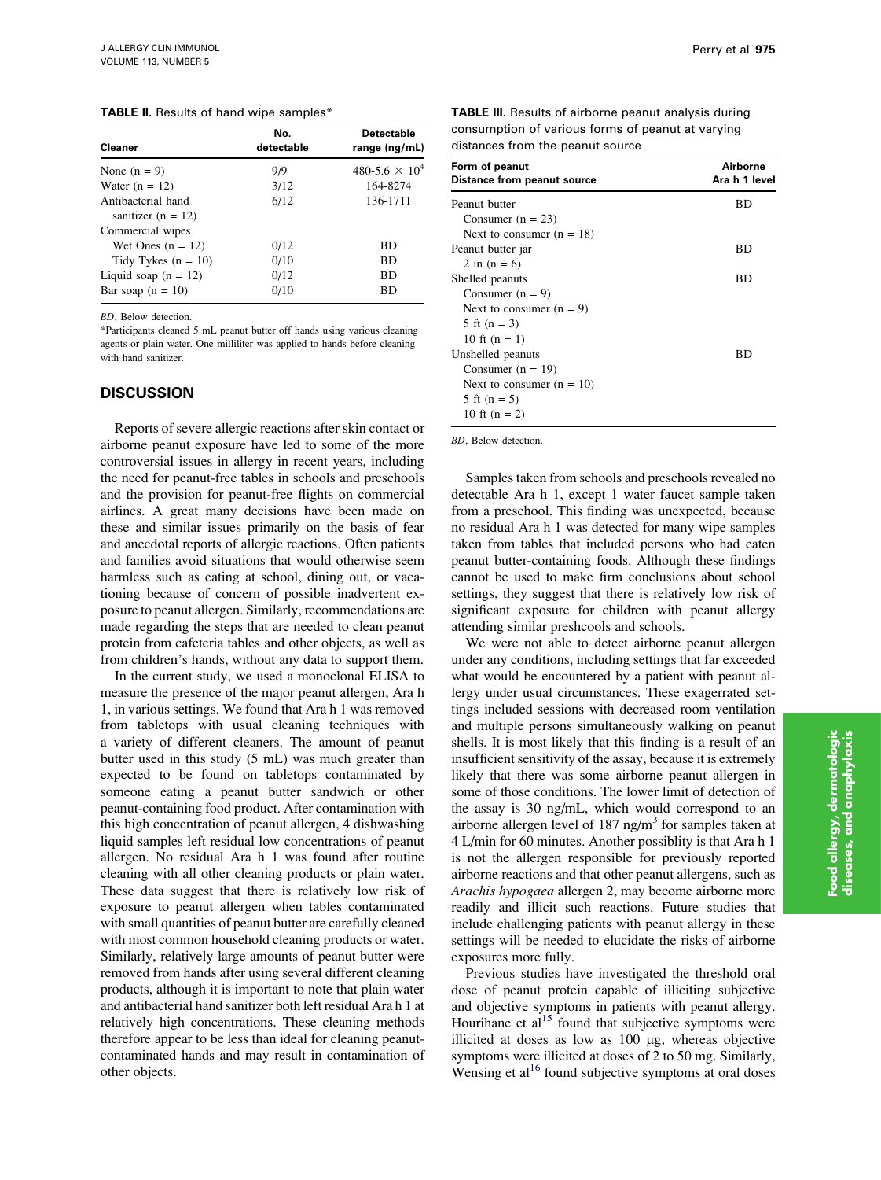**TABLE II.** Results of hand wipe samples*

| Cleaner | No. detectable | Detectable range (ng/mL) |
| --- | --- | --- |
| None (n = 9) | 9/9 | 480-5.6 × $10^4$ |
| Water (n = 12) | 3/12 | 164-8274 |
| Antibacterial hand sanitizer (n = 12) | 6/12 | 136-1711 |
| Commercial wipes | | |
| Wet Ones (n = 12) | 0/12 | BD |
| Tidy Tykes (n = 10) | 0/10 | BD |
| Liquid soap (n = 12) | 0/12 | BD |
| Bar soap (n = 10) | 0/10 | BD |

*BD*, Below detection.

*Participants cleaned 5 mL peanut butter off hands using various cleaning agents or plain water. One milliliter was applied to hands before cleaning with hand sanitizer.

## DISCUSSION

Reports of severe allergic reactions after skin contact or airborne peanut exposure have led to some of the more controversial issues in allergy in recent years, including the need for peanut-free tables in schools and preschools and the provision for peanut-free flights on commercial airlines. A great many decisions have been made on these and similar issues primarily on the basis of fear and anecdotal reports of allergic reactions. Often patients and families avoid situations that would otherwise seem harmless such as eating at school, dining out, or vacationing because of concern of possible inadvertent exposure to peanut allergen. Similarly, recommendations are made regarding the steps that are needed to clean peanut protein from cafeteria tables and other objects, as well as from children's hands, without any data to support them.

In the current study, we used a monoclonal ELISA to measure the presence of the major peanut allergen, Ara h 1, in various settings. We found that Ara h 1 was removed from tabletops with usual cleaning techniques with a variety of different cleaners. The amount of peanut butter used in this study (5 mL) was much greater than expected to be found on tabletops contaminated by someone eating a peanut butter sandwich or other peanut-containing food product. After contamination with this high concentration of peanut allergen, 4 dishwashing liquid samples left residual low concentrations of peanut allergen. No residual Ara h 1 was found after routine cleaning with all other cleaning products or plain water. These data suggest that there is relatively low risk of exposure to peanut allergen when tables contaminated with small quantities of peanut butter are carefully cleaned with most common household cleaning products or water. Similarly, relatively large amounts of peanut butter were removed from hands after using several different cleaning products, although it is important to note that plain water and antibacterial hand sanitizer both left residual Ara h 1 at relatively high concentrations. These cleaning methods therefore appear to be less than ideal for cleaning peanut-contaminated hands and may result in contamination of other objects.

**TABLE III.** Results of airborne peanut analysis during consumption of various forms of peanut at varying distances from the peanut source

| Form of peanut / Distance from peanut source | Airborne Ara h 1 level |
| --- | --- |
| Peanut butter | BD |
| Consumer (n = 23) | |
| Next to consumer (n = 18) | |
| Peanut butter jar | BD |
| 2 in (n = 6) | |
| Shelled peanuts | BD |
| Consumer (n = 9) | |
| Next to consumer (n = 9) | |
| 5 ft (n = 3) | |
| 10 ft (n = 1) | |
| Unshelled peanuts | BD |
| Consumer (n = 19) | |
| Next to consumer (n = 10) | |
| 5 ft (n = 5) | |
| 10 ft (n = 2) | |

*BD*, Below detection.

Samples taken from schools and preschools revealed no detectable Ara h 1, except 1 water faucet sample taken from a preschool. This finding was unexpected, because no residual Ara h 1 was detected for many wipe samples taken from tables that included persons who had eaten peanut butter-containing foods. Although these findings cannot be used to make firm conclusions about school settings, they suggest that there is relatively low risk of significant exposure for children with peanut allergy attending similar preshcools and schools.

We were not able to detect airborne peanut allergen under any conditions, including settings that far exceeded what would be encountered by a patient with peanut allergy under usual circumstances. These exagerrated settings included sessions with decreased room ventilation and multiple persons simultaneously walking on peanut shells. It is most likely that this finding is a result of an insufficient sensitivity of the assay, because it is extremely likely that there was some airborne peanut allergen in some of those conditions. The lower limit of detection of the assay is 30 ng/mL, which would correspond to an airborne allergen level of 187 ng/$m^3$ for samples taken at 4 L/min for 60 minutes. Another possiblity is that Ara h 1 is not the allergen responsible for previously reported airborne reactions and that other peanut allergens, such as *Arachis hypogaea* allergen 2, may become airborne more readily and illicit such reactions. Future studies that include challenging patients with peanut allergy in these settings will be needed to elucidate the risks of airborne exposures more fully.

Previous studies have investigated the threshold oral dose of peanut protein capable of illiciting subjective and objective symptoms in patients with peanut allergy. Hourihane et al[15] found that subjective symptoms were illicited at doses as low as 100 μg, whereas objective symptoms were illicited at doses of 2 to 50 mg. Similarly, Wensing et al[16] found subjective symptoms at oral doses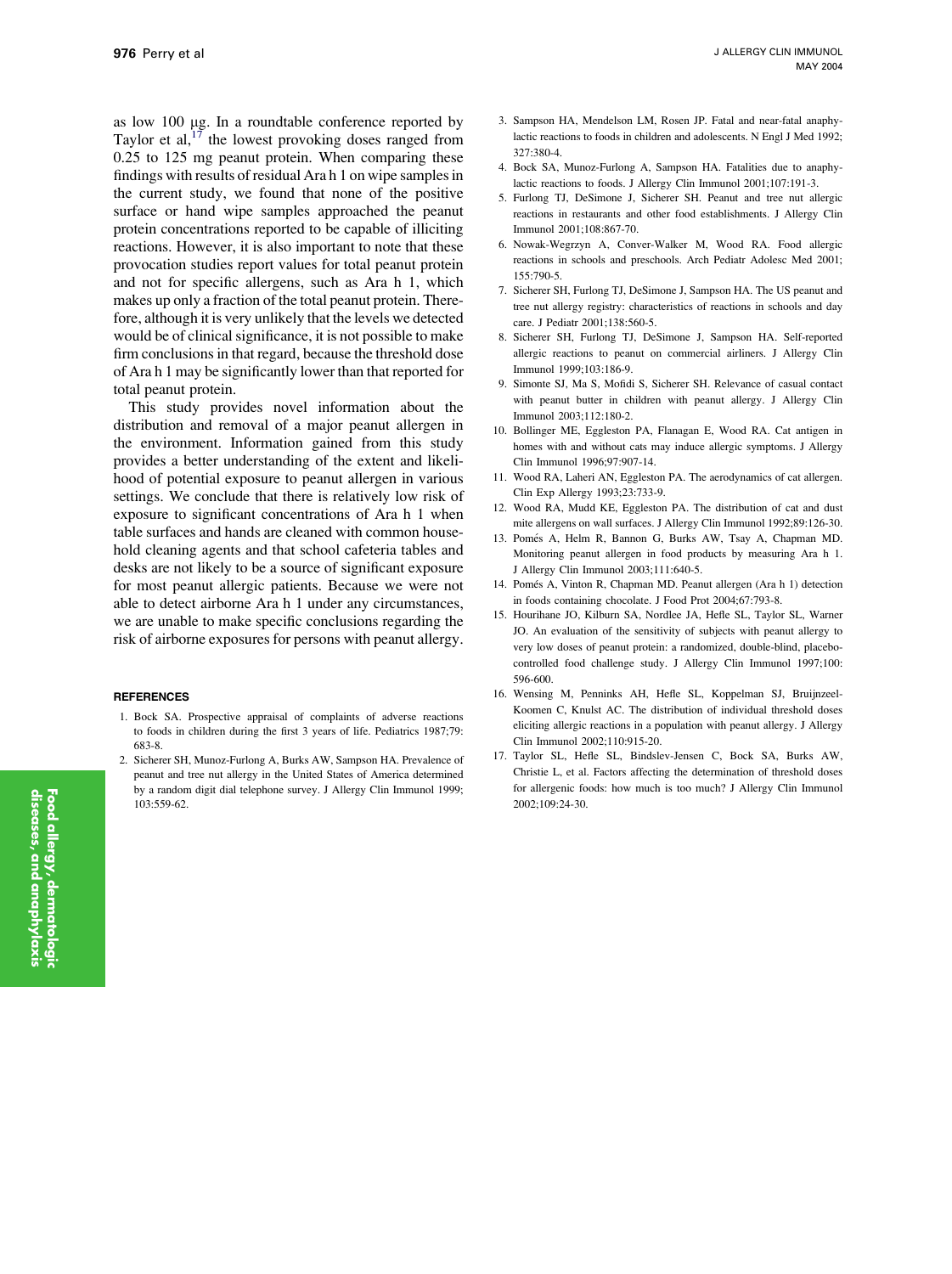as low 100 μg. In a roundtable conference reported by Taylor et al,[17] the lowest provoking doses ranged from 0.25 to 125 mg peanut protein. When comparing these findings with results of residual Ara h 1 on wipe samples in the current study, we found that none of the positive surface or hand wipe samples approached the peanut protein concentrations reported to be capable of illiciting reactions. However, it is also important to note that these provocation studies report values for total peanut protein and not for specific allergens, such as Ara h 1, which makes up only a fraction of the total peanut protein. Therefore, although it is very unlikely that the levels we detected would be of clinical significance, it is not possible to make firm conclusions in that regard, because the threshold dose of Ara h 1 may be significantly lower than that reported for total peanut protein.

This study provides novel information about the distribution and removal of a major peanut allergen in the environment. Information gained from this study provides a better understanding of the extent and likelihood of potential exposure to peanut allergen in various settings. We conclude that there is relatively low risk of exposure to significant concentrations of Ara h 1 when table surfaces and hands are cleaned with common household cleaning agents and that school cafeteria tables and desks are not likely to be a source of significant exposure for most peanut allergic patients. Because we were not able to detect airborne Ara h 1 under any circumstances, we are unable to make specific conclusions regarding the risk of airborne exposures for persons with peanut allergy.

## REFERENCES

1. Bock SA. Prospective appraisal of complaints of adverse reactions to foods in children during the first 3 years of life. Pediatrics 1987;79: 683-8.
2. Sicherer SH, Munoz-Furlong A, Burks AW, Sampson HA. Prevalence of peanut and tree nut allergy in the United States of America determined by a random digit dial telephone survey. J Allergy Clin Immunol 1999; 103:559-62.
3. Sampson HA, Mendelson LM, Rosen JP. Fatal and near-fatal anaphylactic reactions to foods in children and adolescents. N Engl J Med 1992; 327:380-4.
4. Bock SA, Munoz-Furlong A, Sampson HA. Fatalities due to anaphylactic reactions to foods. J Allergy Clin Immunol 2001;107:191-3.
5. Furlong TJ, DeSimone J, Sicherer SH. Peanut and tree nut allergic reactions in restaurants and other food establishments. J Allergy Clin Immunol 2001;108:867-70.
6. Nowak-Wegrzyn A, Conver-Walker M, Wood RA. Food allergic reactions in schools and preschools. Arch Pediatr Adolesc Med 2001; 155:790-5.
7. Sicherer SH, Furlong TJ, DeSimone J, Sampson HA. The US peanut and tree nut allergy registry: characteristics of reactions in schools and day care. J Pediatr 2001;138:560-5.
8. Sicherer SH, Furlong TJ, DeSimone J, Sampson HA. Self-reported allergic reactions to peanut on commercial airliners. J Allergy Clin Immunol 1999;103:186-9.
9. Simonte SJ, Ma S, Mofidi S, Sicherer SH. Relevance of casual contact with peanut butter in children with peanut allergy. J Allergy Clin Immunol 2003;112:180-2.
10. Bollinger ME, Eggleston PA, Flanagan E, Wood RA. Cat antigen in homes with and without cats may induce allergic symptoms. J Allergy Clin Immunol 1996;97:907-14.
11. Wood RA, Laheri AN, Eggleston PA. The aerodynamics of cat allergen. Clin Exp Allergy 1993;23:733-9.
12. Wood RA, Mudd KE, Eggleston PA. The distribution of cat and dust mite allergens on wall surfaces. J Allergy Clin Immunol 1992;89:126-30.
13. Pomés A, Helm R, Bannon G, Burks AW, Tsay A, Chapman MD. Monitoring peanut allergen in food products by measuring Ara h 1. J Allergy Clin Immunol 2003;111:640-5.
14. Pomés A, Vinton R, Chapman MD. Peanut allergen (Ara h 1) detection in foods containing chocolate. J Food Prot 2004;67:793-8.
15. Hourihane JO, Kilburn SA, Nordlee JA, Hefle SL, Taylor SL, Warner JO. An evaluation of the sensitivity of subjects with peanut allergy to very low doses of peanut protein: a randomized, double-blind, placebo-controlled food challenge study. J Allergy Clin Immunol 1997;100: 596-600.
16. Wensing M, Penninks AH, Hefle SL, Koppelman SJ, Bruijnzeel-Koomen C, Knulst AC. The distribution of individual threshold doses eliciting allergic reactions in a population with peanut allergy. J Allergy Clin Immunol 2002;110:915-20.
17. Taylor SL, Hefle SL, Bindslev-Jensen C, Bock SA, Burks AW, Christie L, et al. Factors affecting the determination of threshold doses for allergenic foods: how much is too much? J Allergy Clin Immunol 2002;109:24-30.